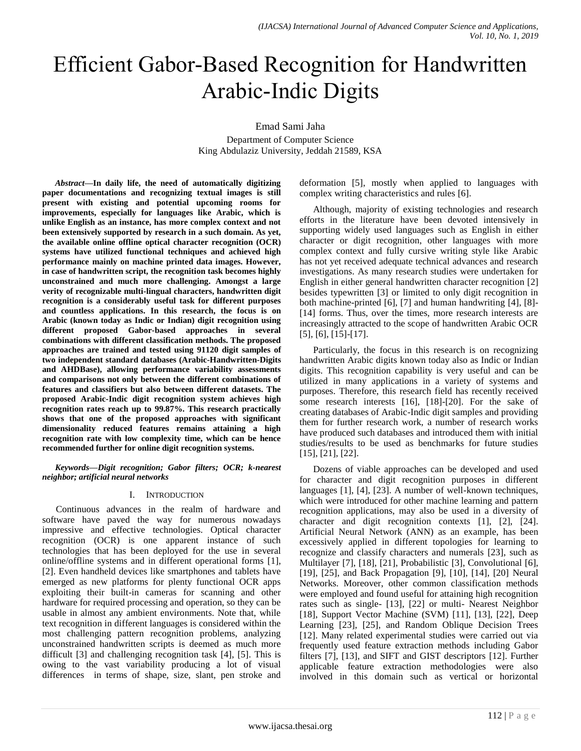# Efficient Gabor-Based Recognition for Handwritten Arabic-Indic Digits

Emad Sami Jaha

Department of Computer Science
King Abdulaziz University, Jeddah 21589, KSA

***Abstract*—In daily life, the need of automatically digitizing paper documentations and recognizing textual images is still present with existing and potential upcoming rooms for improvements, especially for languages like Arabic, which is unlike English as an instance, has more complex context and not been extensively supported by research in a such domain. As yet, the available online offline optical character recognition (OCR) systems have utilized functional techniques and achieved high performance mainly on machine printed data images. However, in case of handwritten script, the recognition task becomes highly unconstrained and much more challenging. Amongst a large verity of recognizable multi-lingual characters, handwritten digit recognition is a considerably useful task for different purposes and countless applications. In this research, the focus is on Arabic (known today as Indic or Indian) digit recognition using different proposed Gabor-based approaches in several combinations with different classification methods. The proposed approaches are trained and tested using 91120 digit samples of two independent standard databases (Arabic-Handwritten-Digits and AHDBase), allowing performance variability assessments and comparisons not only between the different combinations of features and classifiers but also between different datasets. The proposed Arabic-Indic digit recognition system achieves high recognition rates reach up to 99.87%. This research practically shows that one of the proposed approaches with significant dimensionality reduced features remains attaining a high recognition rate with low complexity time, which can be hence recommended further for online digit recognition systems.**

***Keywords*—Digit recognition; Gabor filters; OCR; k-nearest neighbor; artificial neural networks**

## I. Introduction

Continuous advances in the realm of hardware and software have paved the way for numerous nowadays impressive and effective technologies. Optical character recognition (OCR) is one apparent instance of such technologies that has been deployed for the use in several online/offline systems and in different operational forms [1], [2]. Even handheld devices like smartphones and tablets have emerged as new platforms for plenty functional OCR apps exploiting their built-in cameras for scanning and other hardware for required processing and operation, so they can be usable in almost any ambient environments. Note that, while text recognition in different languages is considered within the most challenging pattern recognition problems, analyzing unconstrained handwritten scripts is deemed as much more difficult [3] and challenging recognition task [4], [5]. This is owing to the vast variability producing a lot of visual differences in terms of shape, size, slant, pen stroke and deformation [5], mostly when applied to languages with complex writing characteristics and rules [6].

Although, majority of existing technologies and research efforts in the literature have been devoted intensively in supporting widely used languages such as English in either character or digit recognition, other languages with more complex context and fully cursive writing style like Arabic has not yet received adequate technical advances and research investigations. As many research studies were undertaken for English in either general handwritten character recognition [2] besides typewritten [3] or limited to only digit recognition in both machine-printed [6], [7] and human handwriting [4], [8]-[14] forms. Thus, over the times, more research interests are increasingly attracted to the scope of handwritten Arabic OCR [5], [6], [15]-[17].

Particularly, the focus in this research is on recognizing handwritten Arabic digits known today also as Indic or Indian digits. This recognition capability is very useful and can be utilized in many applications in a variety of systems and purposes. Therefore, this research field has recently received some research interests [16], [18]-[20]. For the sake of creating databases of Arabic-Indic digit samples and providing them for further research work, a number of research works have produced such databases and introduced them with initial studies/results to be used as benchmarks for future studies [15], [21], [22].

Dozens of viable approaches can be developed and used for character and digit recognition purposes in different languages [1], [4], [23]. A number of well-known techniques, which were introduced for other machine learning and pattern recognition applications, may also be used in a diversity of character and digit recognition contexts [1], [2], [24]. Artificial Neural Network (ANN) as an example, has been excessively applied in different topologies for learning to recognize and classify characters and numerals [23], such as Multilayer [7], [18], [21], Probabilistic [3], Convolutional [6], [19], [25], and Back Propagation [9], [10], [14], [20] Neural Networks. Moreover, other common classification methods were employed and found useful for attaining high recognition rates such as single- [13], [22] or multi- Nearest Neighbor [18], Support Vector Machine (SVM) [11], [13], [22], Deep Learning [23], [25], and Random Oblique Decision Trees [12]. Many related experimental studies were carried out via frequently used feature extraction methods including Gabor filters [7], [13], and SIFT and GIST descriptors [12]. Further applicable feature extraction methodologies were also involved in this domain such as vertical or horizontal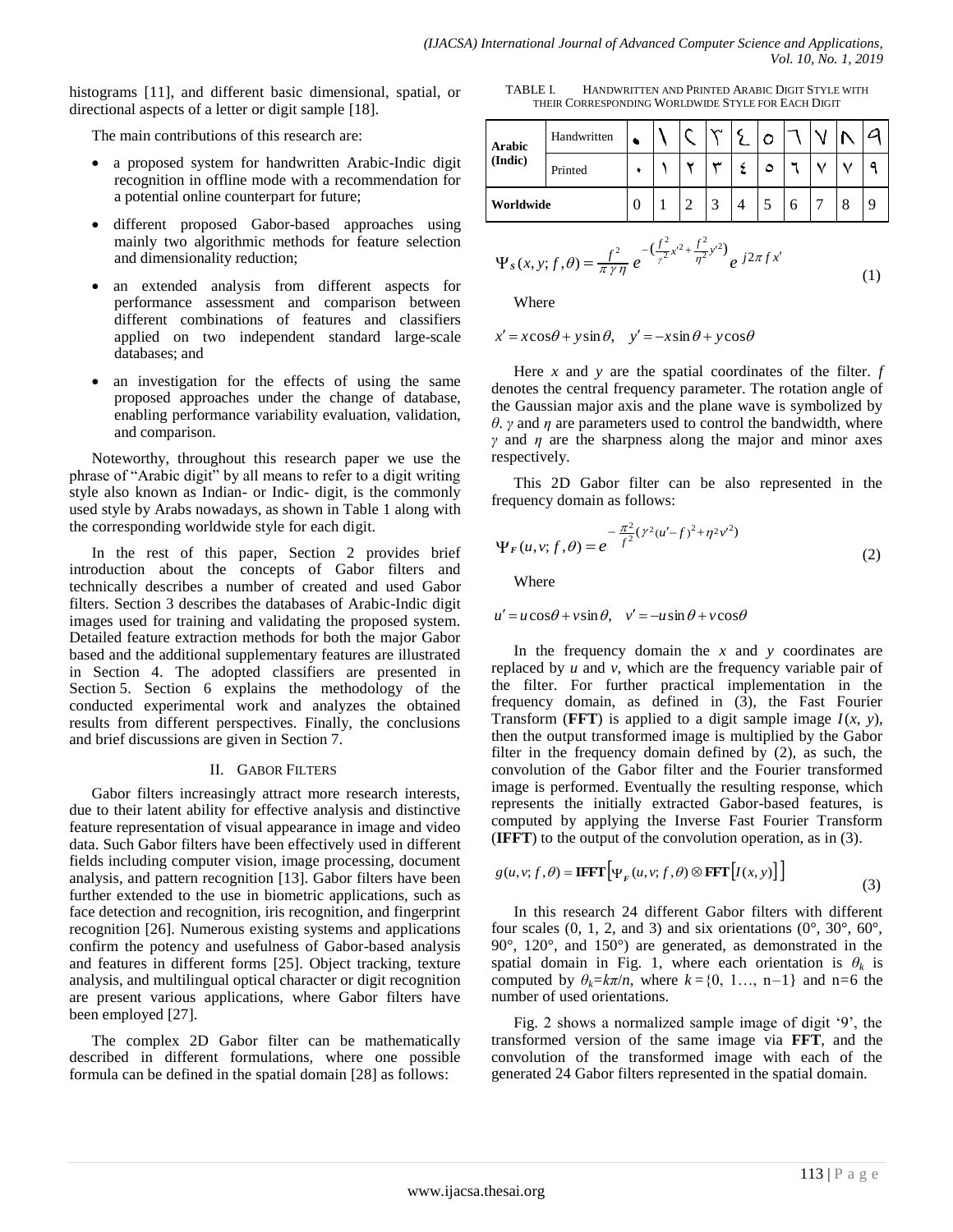histograms [11], and different basic dimensional, spatial, or directional aspects of a letter or digit sample [18].

The main contributions of this research are:

- a proposed system for handwritten Arabic-Indic digit recognition in offline mode with a recommendation for a potential online counterpart for future;
- different proposed Gabor-based approaches using mainly two algorithmic methods for feature selection and dimensionality reduction;
- an extended analysis from different aspects for performance assessment and comparison between different combinations of features and classifiers applied on two independent standard large-scale databases; and
- an investigation for the effects of using the same proposed approaches under the change of database, enabling performance variability evaluation, validation, and comparison.

Noteworthy, throughout this research paper we use the phrase of "Arabic digit" by all means to refer to a digit writing style also known as Indian- or Indic- digit, is the commonly used style by Arabs nowadays, as shown in Table 1 along with the corresponding worldwide style for each digit.

In the rest of this paper, Section 2 provides brief introduction about the concepts of Gabor filters and technically describes a number of created and used Gabor filters. Section 3 describes the databases of Arabic-Indic digit images used for training and validating the proposed system. Detailed feature extraction methods for both the major Gabor based and the additional supplementary features are illustrated in Section 4. The adopted classifiers are presented in Section 5. Section 6 explains the methodology of the conducted experimental work and analyzes the obtained results from different perspectives. Finally, the conclusions and brief discussions are given in Section 7.

## II. Gabor Filters

Gabor filters increasingly attract more research interests, due to their latent ability for effective analysis and distinctive feature representation of visual appearance in image and video data. Such Gabor filters have been effectively used in different fields including computer vision, image processing, document analysis, and pattern recognition [13]. Gabor filters have been further extended to the use in biometric applications, such as face detection and recognition, iris recognition, and fingerprint recognition [26]. Numerous existing systems and applications confirm the potency and usefulness of Gabor-based analysis and features in different forms [25]. Object tracking, texture analysis, and multilingual optical character or digit recognition are present various applications, where Gabor filters have been employed [27].

The complex 2D Gabor filter can be mathematically described in different formulations, where one possible formula can be defined in the spatial domain [28] as follows:

TABLE I. Handwritten and Printed Arabic Digit Style with their Corresponding Worldwide Style for Each Digit

| | | | | | | | | | | | |
|---|---|---|---|---|---|---|---|---|---|---|---|
| **Arabic (Indic)** | Handwritten | • | \ | ᑕ | ٣ | ٤ | ٥ | ٦ | ٧ | ٨ | ٩ |
| | Printed | ٠ | ١ | ٢ | ٣ | ٤ | ٥ | ٦ | ٧ | ٨ | ٩ |
| **Worldwide** | | 0 | 1 | 2 | 3 | 4 | 5 | 6 | 7 | 8 | 9 |

$$\Psi_S(x, y; f, \theta) = \frac{f^2}{\pi \gamma \eta} e^{-\left(\frac{f^2}{\gamma^2}x'^2 + \frac{f^2}{\eta^2}y'^2\right)} e^{j2\pi f x'} \tag{1}$$

Where

$$x' = x\cos\theta + y\sin\theta, \quad y' = -x\sin\theta + y\cos\theta$$

Here $x$ and $y$ are the spatial coordinates of the filter. $f$ denotes the central frequency parameter. The rotation angle of the Gaussian major axis and the plane wave is symbolized by $\theta$. $\gamma$ and $\eta$ are parameters used to control the bandwidth, where $\gamma$ and $\eta$ are the sharpness along the major and minor axes respectively.

This 2D Gabor filter can be also represented in the frequency domain as follows:

$$\Psi_F(u, v; f, \theta) = e^{-\frac{\pi^2}{f^2}\left(\gamma^2(u'-f)^2 + \eta^2 v'^2\right)} \tag{2}$$

Where

$$u' = u\cos\theta + v\sin\theta, \quad v' = -u\sin\theta + v\cos\theta$$

In the frequency domain the $x$ and $y$ coordinates are replaced by $u$ and $v$, which are the frequency variable pair of the filter. For further practical implementation in the frequency domain, as defined in (3), the Fast Fourier Transform (**FFT**) is applied to a digit sample image $I(x, y)$, then the output transformed image is multiplied by the Gabor filter in the frequency domain defined by (2), as such, the convolution of the Gabor filter and the Fourier transformed image is performed. Eventually the resulting response, which represents the initially extracted Gabor-based features, is computed by applying the Inverse Fast Fourier Transform (**IFFT**) to the output of the convolution operation, as in (3).

$$g(u, v; f, \theta) = \mathbf{IFFT}\left[\Psi_F(u, v; f, \theta) \otimes \mathbf{FFT}\left[I(x, y)\right]\right] \tag{3}$$

In this research 24 different Gabor filters with different four scales (0, 1, 2, and 3) and six orientations (0°, 30°, 60°, 90°, 120°, and 150°) are generated, as demonstrated in the spatial domain in Fig. 1, where each orientation is $\theta_k$ is computed by $\theta_k = k\pi/n$, where $k = \{0, 1\ldots, n-1\}$ and n=6 the number of used orientations.

Fig. 2 shows a normalized sample image of digit '9', the transformed version of the same image via **FFT**, and the convolution of the transformed image with each of the generated 24 Gabor filters represented in the spatial domain.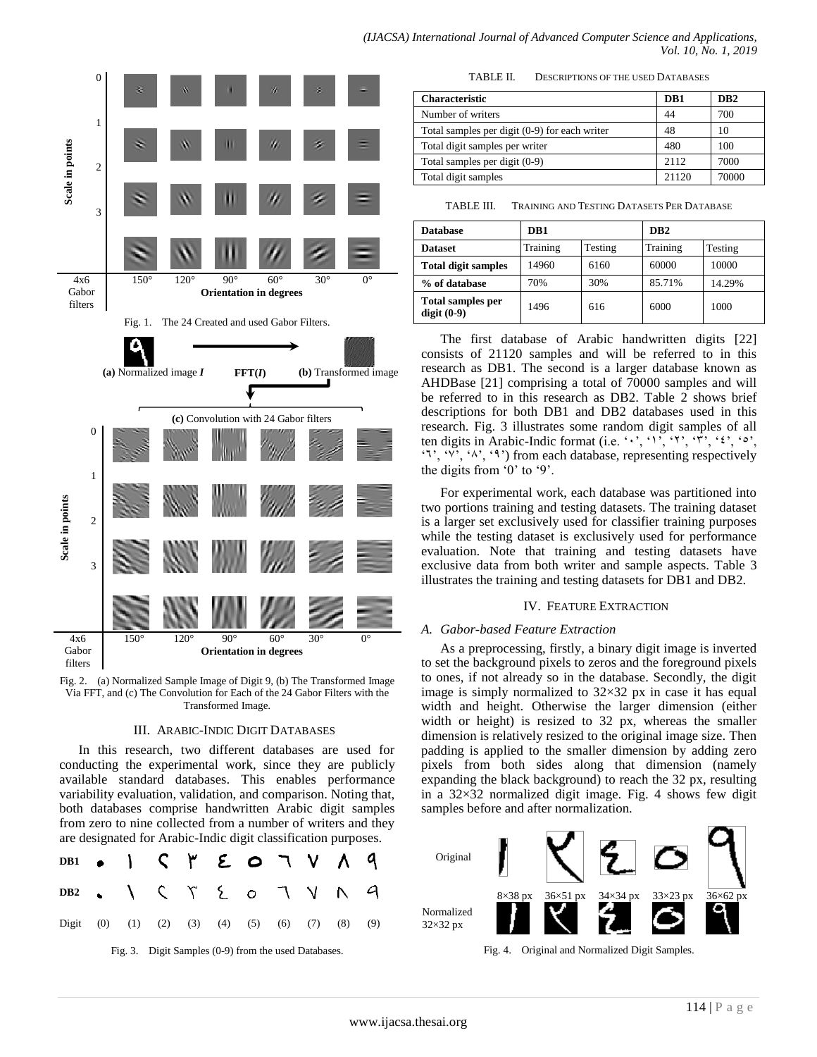Scale in points

0

1

2

3

4x6 Gabor filters

150° 120° 90° 60° 30° 0°

Orientation in degrees

Fig. 1. The 24 Created and used Gabor Filters.

(a) Normalized image *I*

FFT(*I*)

(b) Transformed image

(c) Convolution with 24 Gabor filters

Scale in points

0

1

2

3

4x6 Gabor filters

150° 120° 90° 60° 30° 0°

Orientation in degrees

Fig. 2. (a) Normalized Sample Image of Digit 9, (b) The Transformed Image Via FFT, and (c) The Convolution for Each of the 24 Gabor Filters with the Transformed Image.

## III. Arabic-Indic Digit Databases

In this research, two different databases are used for conducting the experimental work, since they are publicly available standard databases. This enables performance variability evaluation, validation, and comparison. Noting that, both databases comprise handwritten Arabic digit samples from zero to nine collected from a number of writers and they are designated for Arabic-Indic digit classification purposes.

DB1

DB2

Digit (0) (1) (2) (3) (4) (5) (6) (7) (8) (9)

Fig. 3. Digit Samples (0-9) from the used Databases.

TABLE II. Descriptions of the used Databases

| Characteristic | DB1 | DB2 |
|---|---|---|
| Number of writers | 44 | 700 |
| Total samples per digit (0-9) for each writer | 48 | 10 |
| Total digit samples per writer | 480 | 100 |
| Total samples per digit (0-9) | 2112 | 7000 |
| Total digit samples | 21120 | 70000 |

TABLE III. Training and Testing Datasets per Database

| Database | DB1 | | DB2 | |
|---|---|---|---|---|
| Dataset | Training | Testing | Training | Testing |
| Total digit samples | 14960 | 6160 | 60000 | 10000 |
| % of database | 70% | 30% | 85.71% | 14.29% |
| Total samples per digit (0-9) | 1496 | 616 | 6000 | 1000 |

The first database of Arabic handwritten digits [22] consists of 21120 samples and will be referred to in this research as DB1. The second is a larger database known as AHDBase [21] comprising a total of 70000 samples and will be referred to in this research as DB2. Table 2 shows brief descriptions for both DB1 and DB2 databases used in this research. Fig. 3 illustrates some random digit samples of all ten digits in Arabic-Indic format (i.e. '٠', '١', '٢', '٣', '٤', '٥', '٦', '٧', '٨', '٩') from each database, representing respectively the digits from '0' to '9'.

For experimental work, each database was partitioned into two portions training and testing datasets. The training dataset is a larger set exclusively used for classifier training purposes while the testing dataset is exclusively used for performance evaluation. Note that training and testing datasets have exclusive data from both writer and sample aspects. Table 3 illustrates the training and testing datasets for DB1 and DB2.

## IV. Feature Extraction

### A. Gabor-based Feature Extraction

As a preprocessing, firstly, a binary digit image is inverted to set the background pixels to zeros and the foreground pixels to ones, if not already so in the database. Secondly, the digit image is simply normalized to 32×32 px in case it has equal width and height. Otherwise the larger dimension (either width or height) is resized to 32 px, whereas the smaller dimension is relatively resized to the original image size. Then padding is applied to the smaller dimension by adding zero pixels from both sides along that dimension (namely expanding the black background) to reach the 32 px, resulting in a 32×32 normalized digit image. Fig. 4 shows few digit samples before and after normalization.

Original

8×38 px 36×51 px 34×34 px 33×23 px 36×62 px

Normalized 32×32 px

Fig. 4. Original and Normalized Digit Samples.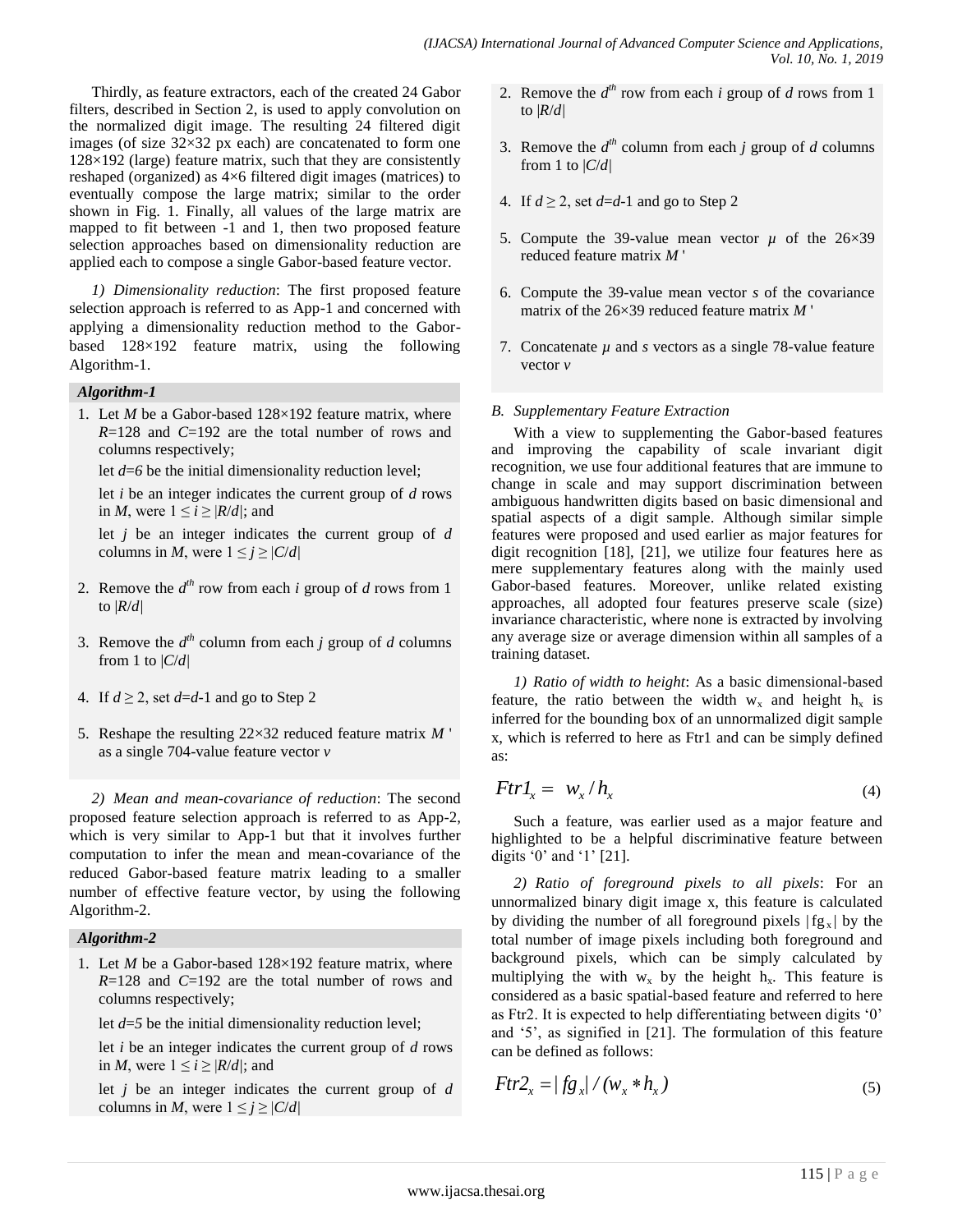Thirdly, as feature extractors, each of the created 24 Gabor filters, described in Section 2, is used to apply convolution on the normalized digit image. The resulting 24 filtered digit images (of size 32×32 px each) are concatenated to form one 128×192 (large) feature matrix, such that they are consistently reshaped (organized) as 4×6 filtered digit images (matrices) to eventually compose the large matrix; similar to the order shown in Fig. 1. Finally, all values of the large matrix are mapped to fit between -1 and 1, then two proposed feature selection approaches based on dimensionality reduction are applied each to compose a single Gabor-based feature vector.

*1) Dimensionality reduction*: The first proposed feature selection approach is referred to as App-1 and concerned with applying a dimensionality reduction method to the Gabor-based 128×192 feature matrix, using the following Algorithm-1.

***Algorithm-1***

1. Let $M$ be a Gabor-based 128×192 feature matrix, where $R$=128 and $C$=192 are the total number of rows and columns respectively;

   let $d$=6 be the initial dimensionality reduction level;

   let $i$ be an integer indicates the current group of $d$ rows in $M$, were $1 \leq i \geq |R/d|$; and

   let $j$ be an integer indicates the current group of $d$ columns in $M$, were $1 \leq j \geq |C/d|$

2. Remove the $d^{th}$ row from each $i$ group of $d$ rows from 1 to $|R/d|$

3. Remove the $d^{th}$ column from each $j$ group of $d$ columns from 1 to $|C/d|$

4. If $d \geq 2$, set $d$=$d$-1 and go to Step 2

5. Reshape the resulting 22×32 reduced feature matrix $M'$ as a single 704-value feature vector $v$

*2) Mean and mean-covariance of reduction*: The second proposed feature selection approach is referred to as App-2, which is very similar to App-1 but that it involves further computation to infer the mean and mean-covariance of the reduced Gabor-based feature matrix leading to a smaller number of effective feature vector, by using the following Algorithm-2.

***Algorithm-2***

1. Let $M$ be a Gabor-based 128×192 feature matrix, where $R$=128 and $C$=192 are the total number of rows and columns respectively;

   let $d$=5 be the initial dimensionality reduction level;

   let $i$ be an integer indicates the current group of $d$ rows in $M$, were $1 \leq i \geq |R/d|$; and

   let $j$ be an integer indicates the current group of $d$ columns in $M$, were $1 \leq j \geq |C/d|$

2. Remove the $d^{th}$ row from each $i$ group of $d$ rows from 1 to $|R/d|$

3. Remove the $d^{th}$ column from each $j$ group of $d$ columns from 1 to $|C/d|$

4. If $d \geq 2$, set $d$=$d$-1 and go to Step 2

5. Compute the 39-value mean vector $\mu$ of the 26×39 reduced feature matrix $M'$

6. Compute the 39-value mean vector $s$ of the covariance matrix of the 26×39 reduced feature matrix $M'$

7. Concatenate $\mu$ and $s$ vectors as a single 78-value feature vector $v$

### B. Supplementary Feature Extraction

With a view to supplementing the Gabor-based features and improving the capability of scale invariant digit recognition, we use four additional features that are immune to change in scale and may support discrimination between ambiguous handwritten digits based on basic dimensional and spatial aspects of a digit sample. Although similar simple features were proposed and used earlier as major features for digit recognition [18], [21], we utilize four features here as mere supplementary features along with the mainly used Gabor-based features. Moreover, unlike related existing approaches, all adopted four features preserve scale (size) invariance characteristic, where none is extracted by involving any average size or average dimension within all samples of a training dataset.

*1) Ratio of width to height*: As a basic dimensional-based feature, the ratio between the width $w_x$ and height $h_x$ is inferred for the bounding box of an unnormalized digit sample x, which is referred to here as Ftr1 and can be simply defined as:

$$Ftr1_x = w_x / h_x \tag{4}$$

Such a feature, was earlier used as a major feature and highlighted to be a helpful discriminative feature between digits '0' and '1' [21].

*2) Ratio of foreground pixels to all pixels*: For an unnormalized binary digit image x, this feature is calculated by dividing the number of all foreground pixels $|fg_x|$ by the total number of image pixels including both foreground and background pixels, which can be simply calculated by multiplying the with $w_x$ by the height $h_x$. This feature is considered as a basic spatial-based feature and referred to here as Ftr2. It is expected to help differentiating between digits '0' and '5', as signified in [21]. The formulation of this feature can be defined as follows:

$$Ftr2_x = |fg_x| / (w_x * h_x) \tag{5}$$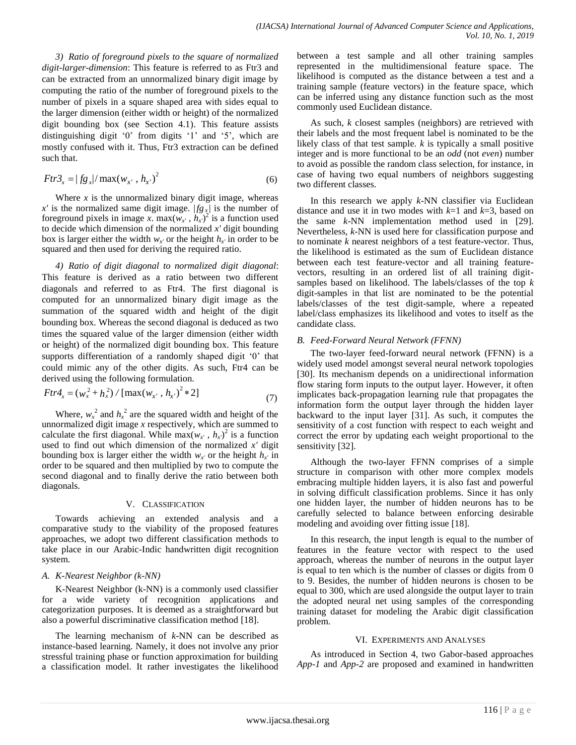*3) Ratio of foreground pixels to the square of normalized digit-larger-dimension*: This feature is referred to as Ftr3 and can be extracted from an unnormalized binary digit image by computing the ratio of the number of foreground pixels to the number of pixels in a square shaped area with sides equal to the larger dimension (either width or height) of the normalized digit bounding box (see Section 4.1). This feature assists distinguishing digit '0' from digits '1' and '5', which are mostly confused with it. Thus, Ftr3 extraction can be defined such that.

$$Ftr3_x = |fg_x| / \max(w_{x'}, h_{x'})^2 \tag{6}$$

Where $x$ is the unnormalized binary digit image, whereas $x'$ is the normalized same digit image. $|fg_x|$ is the number of foreground pixels in image $x$. $\max(w_{x'}, h_{x'})^2$ is a function used to decide which dimension of the normalized $x'$ digit bounding box is larger either the width $w_{x'}$ or the height $h_{x'}$ in order to be squared and then used for deriving the required ratio.

*4) Ratio of digit diagonal to normalized digit diagonal*: This feature is derived as a ratio between two different diagonals and referred to as Ftr4. The first diagonal is computed for an unnormalized binary digit image as the summation of the squared width and height of the digit bounding box. Whereas the second diagonal is deduced as two times the squared value of the larger dimension (either width or height) of the normalized digit bounding box. This feature supports differentiation of a randomly shaped digit '0' that could mimic any of the other digits. As such, Ftr4 can be derived using the following formulation.

$$Ftr4_x = (w_x^2 + h_x^2) / [\max(w_{x'}, h_{x'})^2 * 2] \tag{7}$$

Where, $w_x^2$ and $h_x^2$ are the squared width and height of the unnormalized digit image $x$ respectively, which are summed to calculate the first diagonal. While $\max(w_{x'}, h_{x'})^2$ is a function used to find out which dimension of the normalized $x'$ digit bounding box is larger either the width $w_{x'}$ or the height $h_{x'}$ in order to be squared and then multiplied by two to compute the second diagonal and to finally derive the ratio between both diagonals.

## V. Classification

Towards achieving an extended analysis and a comparative study to the viability of the proposed features approaches, we adopt two different classification methods to take place in our Arabic-Indic handwritten digit recognition system.

### A. K-Nearest Neighbor (k-NN)

K-Nearest Neighbor (k-NN) is a commonly used classifier for a wide variety of recognition applications and categorization purposes. It is deemed as a straightforward but also a powerful discriminative classification method [18].

The learning mechanism of *k*-NN can be described as instance-based learning. Namely, it does not involve any prior stressful training phase or function approximation for building a classification model. It rather investigates the likelihood between a test sample and all other training samples represented in the multidimensional feature space. The likelihood is computed as the distance between a test and a training sample (feature vectors) in the feature space, which can be inferred using any distance function such as the most commonly used Euclidean distance.

As such, *k* closest samples (neighbors) are retrieved with their labels and the most frequent label is nominated to be the likely class of that test sample. *k* is typically a small positive integer and is more functional to be an *odd* (not *even*) number to avoid as possible the random class selection, for instance, in case of having two equal numbers of neighbors suggesting two different classes.

In this research we apply *k*-NN classifier via Euclidean distance and use it in two modes with $k$=1 and $k$=3, based on the same *k*-NN implementation method used in [29]. Nevertheless, *k*-NN is used here for classification purpose and to nominate *k* nearest neighbors of a test feature-vector. Thus, the likelihood is estimated as the sum of Euclidean distance between each test feature-vector and all training feature-vectors, resulting in an ordered list of all training digit-samples based on likelihood. The labels/classes of the top *k* digit-samples in that list are nominated to be the potential labels/classes of the test digit-sample, where a repeated label/class emphasizes its likelihood and votes to itself as the candidate class.

### B. Feed-Forward Neural Network (FFNN)

The two-layer feed-forward neural network (FFNN) is a widely used model amongst several neural network topologies [30]. Its mechanism depends on a unidirectional information flow staring form inputs to the output layer. However, it often implicates back-propagation learning rule that propagates the information form the output layer through the hidden layer backward to the input layer [31]. As such, it computes the sensitivity of a cost function with respect to each weight and correct the error by updating each weight proportional to the sensitivity [32].

Although the two-layer FFNN comprises of a simple structure in comparison with other more complex models embracing multiple hidden layers, it is also fast and powerful in solving difficult classification problems. Since it has only one hidden layer, the number of hidden neurons has to be carefully selected to balance between enforcing desirable modeling and avoiding over fitting issue [18].

In this research, the input length is equal to the number of features in the feature vector with respect to the used approach, whereas the number of neurons in the output layer is equal to ten which is the number of classes or digits from 0 to 9. Besides, the number of hidden neurons is chosen to be equal to 300, which are used alongside the output layer to train the adopted neural net using samples of the corresponding training dataset for modeling the Arabic digit classification problem.

## VI. Experiments and Analyses

As introduced in Section 4, two Gabor-based approaches *App-1* and *App-2* are proposed and examined in handwritten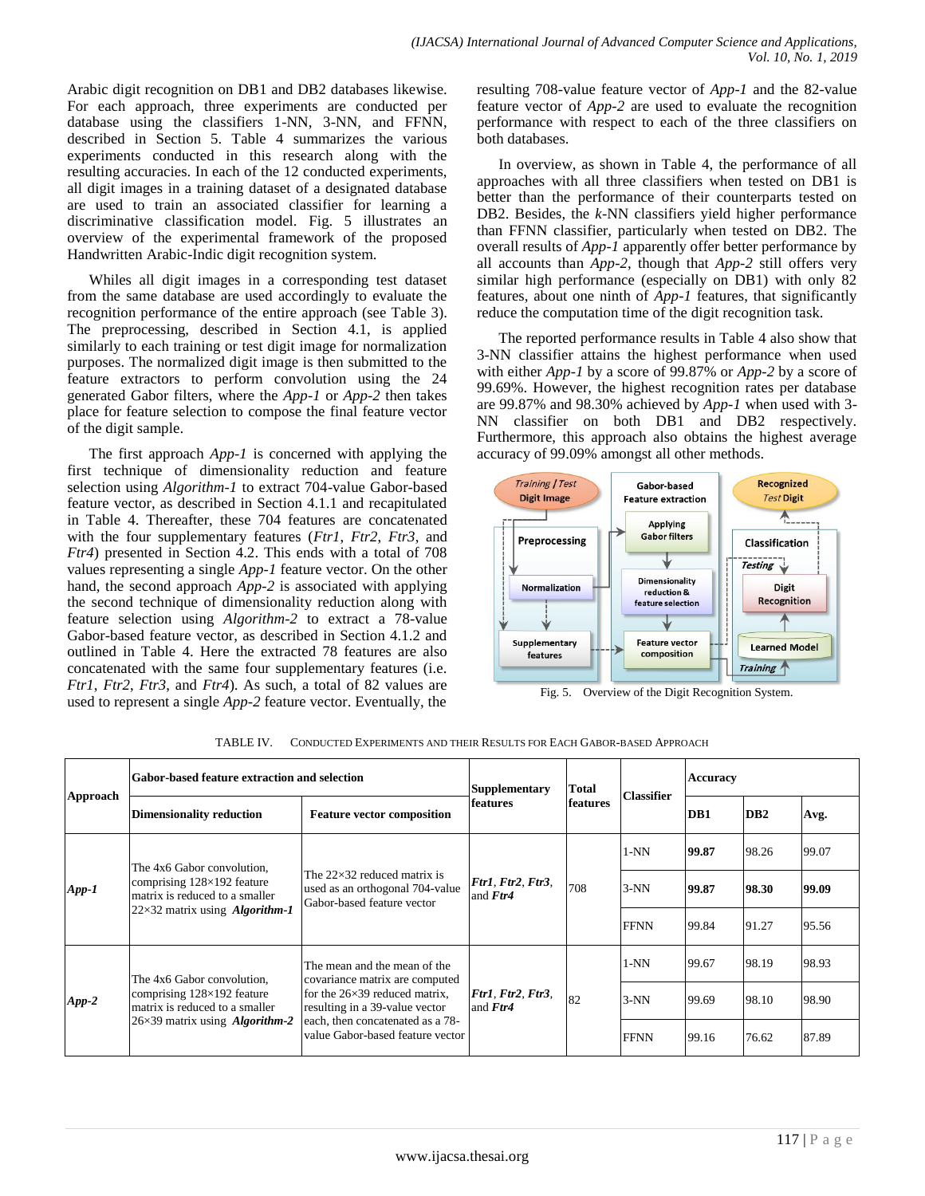Arabic digit recognition on DB1 and DB2 databases likewise. For each approach, three experiments are conducted per database using the classifiers 1-NN, 3-NN, and FFNN, described in Section 5. Table 4 summarizes the various experiments conducted in this research along with the resulting accuracies. In each of the 12 conducted experiments, all digit images in a training dataset of a designated database are used to train an associated classifier for learning a discriminative classification model. Fig. 5 illustrates an overview of the experimental framework of the proposed Handwritten Arabic-Indic digit recognition system.

Whiles all digit images in a corresponding test dataset from the same database are used accordingly to evaluate the recognition performance of the entire approach (see Table 3). The preprocessing, described in Section 4.1, is applied similarly to each training or test digit image for normalization purposes. The normalized digit image is then submitted to the feature extractors to perform convolution using the 24 generated Gabor filters, where the *App-1* or *App-2* then takes place for feature selection to compose the final feature vector of the digit sample.

The first approach *App-1* is concerned with applying the first technique of dimensionality reduction and feature selection using *Algorithm-1* to extract 704-value Gabor-based feature vector, as described in Section 4.1.1 and recapitulated in Table 4. Thereafter, these 704 features are concatenated with the four supplementary features (*Ftr1*, *Ftr2*, *Ftr3*, and *Ftr4*) presented in Section 4.2. This ends with a total of 708 values representing a single *App-1* feature vector. On the other hand, the second approach *App-2* is associated with applying the second technique of dimensionality reduction along with feature selection using *Algorithm-2* to extract a 78-value Gabor-based feature vector, as described in Section 4.1.2 and outlined in Table 4. Here the extracted 78 features are also concatenated with the same four supplementary features (i.e. *Ftr1*, *Ftr2*, *Ftr3*, and *Ftr4*). As such, a total of 82 values are used to represent a single *App-2* feature vector. Eventually, the resulting 708-value feature vector of *App-1* and the 82-value feature vector of *App-2* are used to evaluate the recognition performance with respect to each of the three classifiers on both databases.

In overview, as shown in Table 4, the performance of all approaches with all three classifiers when tested on DB1 is better than the performance of their counterparts tested on DB2. Besides, the *k*-NN classifiers yield higher performance than FFNN classifier, particularly when tested on DB2. The overall results of *App-1* apparently offer better performance by all accounts than *App-2*, though that *App-2* still offers very similar high performance (especially on DB1) with only 82 features, about one ninth of *App-1* features, that significantly reduce the computation time of the digit recognition task.

The reported performance results in Table 4 also show that 3-NN classifier attains the highest performance when used with either *App-1* by a score of 99.87% or *App-2* by a score of 99.69%. However, the highest recognition rates per database are 99.87% and 98.30% achieved by *App-1* when used with 3-NN classifier on both DB1 and DB2 respectively. Furthermore, this approach also obtains the highest average accuracy of 99.09% amongst all other methods.

Training / Test Digit Image
Gabor-based Feature extraction
Recognized Test Digit
Preprocessing
Applying Gabor filters
Classification
Testing
Normalization
Dimensionality reduction & feature selection
Digit Recognition
Supplementary features
Feature vector composition
Learned Model
Training

Fig. 5. Overview of the Digit Recognition System.

TABLE IV. CONDUCTED EXPERIMENTS AND THEIR RESULTS FOR EACH GABOR-BASED APPROACH

| Approach | Gabor-based feature extraction and selection | | Supplementary features | Total features | Classifier | Accuracy | | |
|---|---|---|---|---|---|---|---|---|
| | Dimensionality reduction | Feature vector composition | | | | DB1 | DB2 | Avg. |
| *App-1* | The 4x6 Gabor convolution, comprising 128×192 feature matrix is reduced to a smaller 22×32 matrix using ***Algorithm-1*** | The 22×32 reduced matrix is used as an orthogonal 704-value Gabor-based feature vector | ***Ftr1***, ***Ftr2***, ***Ftr3***, and ***Ftr4*** | 708 | 1-NN | **99.87** | 98.26 | 99.07 |
| | | | | | 3-NN | **99.87** | **98.30** | **99.09** |
| | | | | | FFNN | 99.84 | 91.27 | 95.56 |
| *App-2* | The 4x6 Gabor convolution, comprising 128×192 feature matrix is reduced to a smaller 26×39 matrix using ***Algorithm-2*** | The mean and the mean of the covariance matrix are computed for the 26×39 reduced matrix, resulting in a 39-value vector each, then concatenated as a 78-value Gabor-based feature vector | ***Ftr1***, ***Ftr2***, ***Ftr3***, and ***Ftr4*** | 82 | 1-NN | 99.67 | 98.19 | 98.93 |
| | | | | | 3-NN | 99.69 | 98.10 | 98.90 |
| | | | | | FFNN | 99.16 | 76.62 | 87.89 |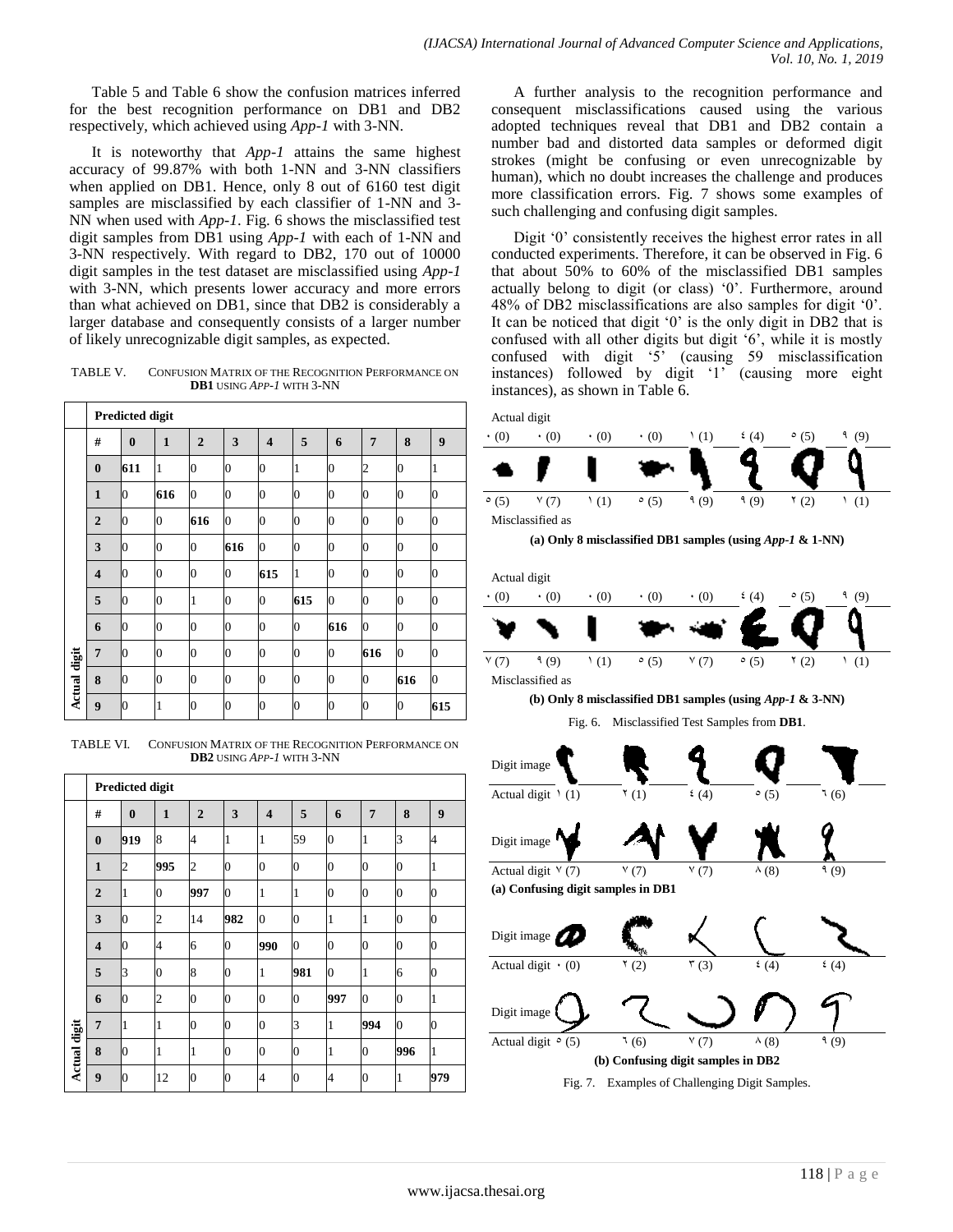Table 5 and Table 6 show the confusion matrices inferred for the best recognition performance on DB1 and DB2 respectively, which achieved using *App-1* with 3-NN.

It is noteworthy that *App-1* attains the same highest accuracy of 99.87% with both 1-NN and 3-NN classifiers when applied on DB1. Hence, only 8 out of 6160 test digit samples are misclassified by each classifier of 1-NN and 3-NN when used with *App-1*. Fig. 6 shows the misclassified test digit samples from DB1 using *App-1* with each of 1-NN and 3-NN respectively. With regard to DB2, 170 out of 10000 digit samples in the test dataset are misclassified using *App-1* with 3-NN, which presents lower accuracy and more errors than what achieved on DB1, since that DB2 is considerably a larger database and consequently consists of a larger number of likely unrecognizable digit samples, as expected.

TABLE V. CONFUSION MATRIX OF THE RECOGNITION PERFORMANCE ON **DB1** USING *APP-1* WITH 3-NN

| | Predicted digit | | | | | | | | | | |
|---|---|---|---|---|---|---|---|---|---|---|---|
| | **#** | **0** | **1** | **2** | **3** | **4** | **5** | **6** | **7** | **8** | **9** |
| Actual digit | **0** | **611** | 1 | 0 | 0 | 0 | 1 | 0 | 2 | 0 | 1 |
| | **1** | 0 | **616** | 0 | 0 | 0 | 0 | 0 | 0 | 0 | 0 |
| | **2** | 0 | 0 | **616** | 0 | 0 | 0 | 0 | 0 | 0 | 0 |
| | **3** | 0 | 0 | 0 | **616** | 0 | 0 | 0 | 0 | 0 | 0 |
| | **4** | 0 | 0 | 0 | 0 | **615** | 1 | 0 | 0 | 0 | 0 |
| | **5** | 0 | 0 | 1 | 0 | 0 | **615** | 0 | 0 | 0 | 0 |
| | **6** | 0 | 0 | 0 | 0 | 0 | 0 | **616** | 0 | 0 | 0 |
| | **7** | 0 | 0 | 0 | 0 | 0 | 0 | 0 | **616** | 0 | 0 |
| | **8** | 0 | 0 | 0 | 0 | 0 | 0 | 0 | 0 | **616** | 0 |
| | **9** | 0 | 1 | 0 | 0 | 0 | 0 | 0 | 0 | 0 | **615** |

TABLE VI. CONFUSION MATRIX OF THE RECOGNITION PERFORMANCE ON **DB2** USING *APP-1* WITH 3-NN

| | Predicted digit | | | | | | | | | | |
|---|---|---|---|---|---|---|---|---|---|---|---|
| | **#** | **0** | **1** | **2** | **3** | **4** | **5** | **6** | **7** | **8** | **9** |
| Actual digit | **0** | **919** | 8 | 4 | 1 | 1 | 59 | 0 | 1 | 3 | 4 |
| | **1** | 2 | **995** | 2 | 0 | 0 | 0 | 0 | 0 | 0 | 1 |
| | **2** | 1 | 0 | **997** | 0 | 1 | 1 | 0 | 0 | 0 | 0 |
| | **3** | 0 | 2 | 14 | **982** | 0 | 0 | 1 | 1 | 0 | 0 |
| | **4** | 0 | 4 | 6 | 0 | **990** | 0 | 0 | 0 | 0 | 0 |
| | **5** | 3 | 0 | 8 | 0 | 1 | **981** | 0 | 1 | 6 | 0 |
| | **6** | 0 | 2 | 0 | 0 | 0 | 0 | **997** | 0 | 0 | 1 |
| | **7** | 1 | 1 | 0 | 0 | 0 | 3 | 1 | **994** | 0 | 0 |
| | **8** | 0 | 1 | 1 | 0 | 0 | 0 | 1 | 0 | **996** | 1 |
| | **9** | 0 | 12 | 0 | 0 | 4 | 0 | 4 | 0 | 1 | **979** |

A further analysis to the recognition performance and consequent misclassifications caused using the various adopted techniques reveal that DB1 and DB2 contain a number bad and distorted data samples or deformed digit strokes (might be confusing or even unrecognizable by human), which no doubt increases the challenge and produces more classification errors. Fig. 7 shows some examples of such challenging and confusing digit samples.

Digit '0' consistently receives the highest error rates in all conducted experiments. Therefore, it can be observed in Fig. 6 that about 50% to 60% of the misclassified DB1 samples actually belong to digit (or class) '0'. Furthermore, around 48% of DB2 misclassifications are also samples for digit '0'. It can be noticed that digit '0' is the only digit in DB2 that is confused with all other digits but digit '6', while it is mostly confused with digit '5' (causing 59 misclassification instances) followed by digit '1' (causing more eight instances), as shown in Table 6.

Actual digit
٠ (0) ٠ (0) ٠ (0) ٠ (0) ١ (1) ٤ (4) ٥ (5) ٩ (9)
٥ (5) ٧ (7) ١ (1) ٥ (5) ٩ (9) ٩ (9) ٢ (2) ١ (1)
Misclassified as

**(a) Only 8 misclassified DB1 samples (using *App-1* & 1-NN)**

Actual digit
٠ (0) ٠ (0) ٠ (0) ٠ (0) ٠ (0) ٤ (4) ٥ (5) ٩ (9)
٧ (7) ٩ (9) ١ (1) ٥ (5) ٧ (7) ٥ (5) ٢ (2) ١ (1)
Misclassified as

**(b) Only 8 misclassified DB1 samples (using *App-1* & 3-NN)**

Fig. 6. Misclassified Test Samples from **DB1**.

Digit image
Actual digit ١ (1) ٢ (1) ٤ (4) ٥ (5) ٦ (6)

Digit image
Actual digit ٧ (7) ٧ (7) ٧ (7) ٨ (8) ٩ (9)

**(a) Confusing digit samples in DB1**

Digit image
Actual digit ٠ (0) ٢ (2) ٣ (3) ٤ (4) ٤ (4)

Digit image
Actual digit ٥ (5) ٦ (6) ٧ (7) ٨ (8) ٩ (9)

**(b) Confusing digit samples in DB2**

Fig. 7. Examples of Challenging Digit Samples.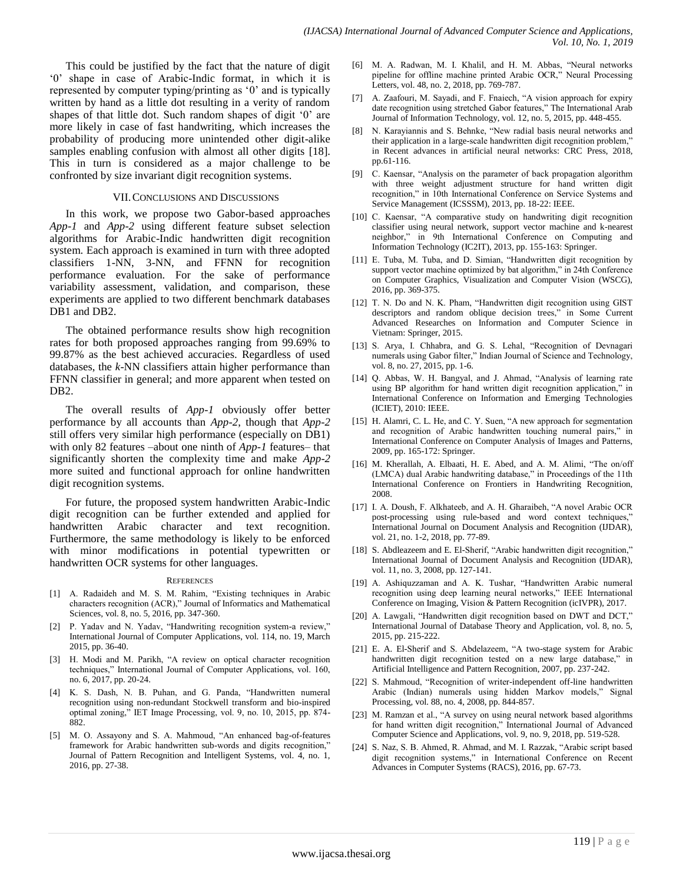This could be justified by the fact that the nature of digit '0' shape in case of Arabic-Indic format, in which it is represented by computer typing/printing as '0' and is typically written by hand as a little dot resulting in a verity of random shapes of that little dot. Such random shapes of digit '0' are more likely in case of fast handwriting, which increases the probability of producing more unintended other digit-alike samples enabling confusion with almost all other digits [18]. This in turn is considered as a major challenge to be confronted by size invariant digit recognition systems.

## VII. Conclusions and Discussions

In this work, we propose two Gabor-based approaches *App-1* and *App-2* using different feature subset selection algorithms for Arabic-Indic handwritten digit recognition system. Each approach is examined in turn with three adopted classifiers 1-NN, 3-NN, and FFNN for recognition performance evaluation. For the sake of performance variability assessment, validation, and comparison, these experiments are applied to two different benchmark databases DB1 and DB2.

The obtained performance results show high recognition rates for both proposed approaches ranging from 99.69% to 99.87% as the best achieved accuracies. Regardless of used databases, the *k*-NN classifiers attain higher performance than FFNN classifier in general; and more apparent when tested on DB2.

The overall results of *App-1* obviously offer better performance by all accounts than *App-2*, though that *App-2* still offers very similar high performance (especially on DB1) with only 82 features –about one ninth of *App-1* features– that significantly shorten the complexity time and make *App-2* more suited and functional approach for online handwritten digit recognition systems.

For future, the proposed system handwritten Arabic-Indic digit recognition can be further extended and applied for handwritten Arabic character and text recognition. Furthermore, the same methodology is likely to be enforced with minor modifications in potential typewritten or handwritten OCR systems for other languages.

## References

[1] A. Radaideh and M. S. M. Rahim, "Existing techniques in Arabic characters recognition (ACR)," Journal of Informatics and Mathematical Sciences, vol. 8, no. 5, 2016, pp. 347-360.

[2] P. Yadav and N. Yadav, "Handwriting recognition system-a review," International Journal of Computer Applications, vol. 114, no. 19, March 2015, pp. 36-40.

[3] H. Modi and M. Parikh, "A review on optical character recognition techniques," International Journal of Computer Applications, vol. 160, no. 6, 2017, pp. 20-24.

[4] K. S. Dash, N. B. Puhan, and G. Panda, "Handwritten numeral recognition using non-redundant Stockwell transform and bio-inspired optimal zoning," IET Image Processing, vol. 9, no. 10, 2015, pp. 874-882.

[5] M. O. Assayony and S. A. Mahmoud, "An enhanced bag-of-features framework for Arabic handwritten sub-words and digits recognition," Journal of Pattern Recognition and Intelligent Systems, vol. 4, no. 1, 2016, pp. 27-38.

[6] M. A. Radwan, M. I. Khalil, and H. M. Abbas, "Neural networks pipeline for offline machine printed Arabic OCR," Neural Processing Letters, vol. 48, no. 2, 2018, pp. 769-787.

[7] A. Zaafouri, M. Sayadi, and F. Fnaiech, "A vision approach for expiry date recognition using stretched Gabor features," The International Arab Journal of Information Technology, vol. 12, no. 5, 2015, pp. 448-455.

[8] N. Karayiannis and S. Behnke, "New radial basis neural networks and their application in a large-scale handwritten digit recognition problem," in Recent advances in artificial neural networks: CRC Press, 2018, pp.61-116.

[9] C. Kaensar, "Analysis on the parameter of back propagation algorithm with three weight adjustment structure for hand written digit recognition," in 10th International Conference on Service Systems and Service Management (ICSSSM), 2013, pp. 18-22: IEEE.

[10] C. Kaensar, "A comparative study on handwriting digit recognition classifier using neural network, support vector machine and k-nearest neighbor," in 9th International Conference on Computing and Information Technology (IC2IT), 2013, pp. 155-163: Springer.

[11] E. Tuba, M. Tuba, and D. Simian, "Handwritten digit recognition by support vector machine optimized by bat algorithm," in 24th Conference on Computer Graphics, Visualization and Computer Vision (WSCG), 2016, pp. 369-375.

[12] T. N. Do and N. K. Pham, "Handwritten digit recognition using GIST descriptors and random oblique decision trees," in Some Current Advanced Researches on Information and Computer Science in Vietnam: Springer, 2015.

[13] S. Arya, I. Chhabra, and G. S. Lehal, "Recognition of Devnagari numerals using Gabor filter," Indian Journal of Science and Technology, vol. 8, no. 27, 2015, pp. 1-6.

[14] Q. Abbas, W. H. Bangyal, and J. Ahmad, "Analysis of learning rate using BP algorithm for hand written digit recognition application," in International Conference on Information and Emerging Technologies (ICIET), 2010: IEEE.

[15] H. Alamri, C. L. He, and C. Y. Suen, "A new approach for segmentation and recognition of Arabic handwritten touching numeral pairs," in International Conference on Computer Analysis of Images and Patterns, 2009, pp. 165-172: Springer.

[16] M. Kherallah, A. Elbaati, H. E. Abed, and A. M. Alimi, "The on/off (LMCA) dual Arabic handwriting database," in Proceedings of the 11th International Conference on Frontiers in Handwriting Recognition, 2008.

[17] I. A. Doush, F. Alkhateeb, and A. H. Gharaibeh, "A novel Arabic OCR post-processing using rule-based and word context techniques," International Journal on Document Analysis and Recognition (IJDAR), vol. 21, no. 1-2, 2018, pp. 77-89.

[18] S. Abdleazeem and E. El-Sherif, "Arabic handwritten digit recognition," International Journal of Document Analysis and Recognition (IJDAR), vol. 11, no. 3, 2008, pp. 127-141.

[19] A. Ashiquzzaman and A. K. Tushar, "Handwritten Arabic numeral recognition using deep learning neural networks," IEEE International Conference on Imaging, Vision & Pattern Recognition (icIVPR), 2017.

[20] A. Lawgali, "Handwritten digit recognition based on DWT and DCT," International Journal of Database Theory and Application, vol. 8, no. 5, 2015, pp. 215-222.

[21] E. A. El-Sherif and S. Abdelazeem, "A two-stage system for Arabic handwritten digit recognition tested on a new large database," in Artificial Intelligence and Pattern Recognition, 2007, pp. 237-242.

[22] S. Mahmoud, "Recognition of writer-independent off-line handwritten Arabic (Indian) numerals using hidden Markov models," Signal Processing, vol. 88, no. 4, 2008, pp. 844-857.

[23] M. Ramzan et al., "A survey on using neural network based algorithms for hand written digit recognition," International Journal of Advanced Computer Science and Applications, vol. 9, no. 9, 2018, pp. 519-528.

[24] S. Naz, S. B. Ahmed, R. Ahmad, and M. I. Razzak, "Arabic script based digit recognition systems," in International Conference on Recent Advances in Computer Systems (RACS), 2016, pp. 67-73.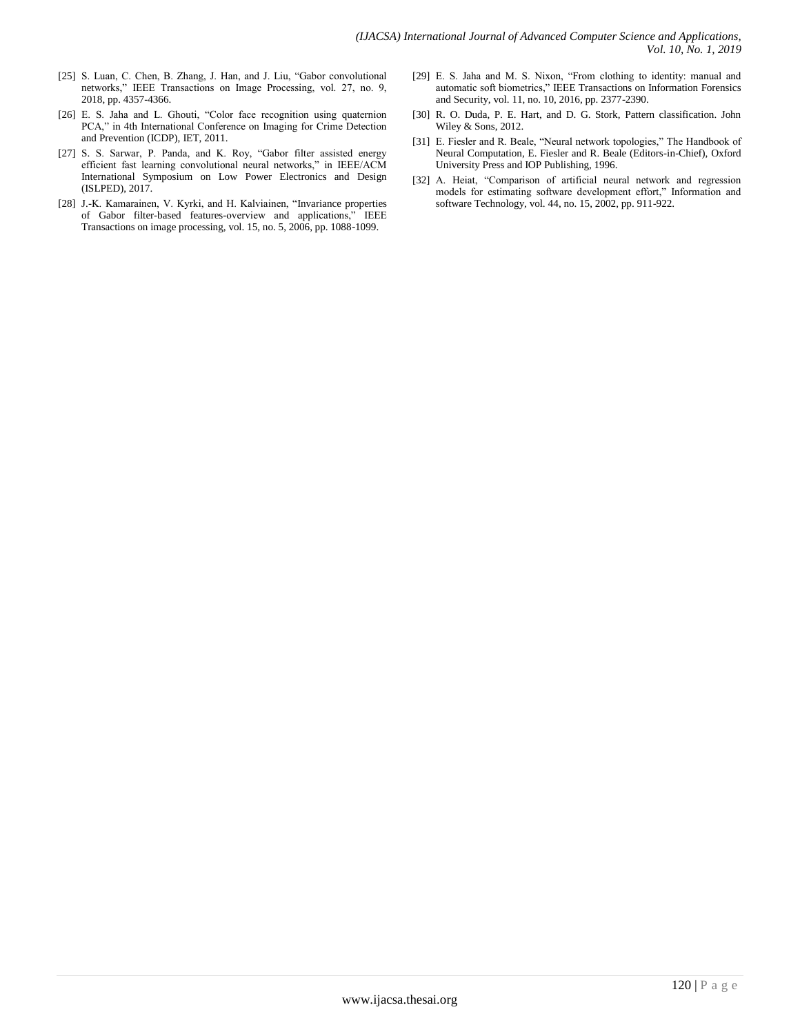[25] S. Luan, C. Chen, B. Zhang, J. Han, and J. Liu, "Gabor convolutional networks," IEEE Transactions on Image Processing, vol. 27, no. 9, 2018, pp. 4357-4366.

[26] E. S. Jaha and L. Ghouti, "Color face recognition using quaternion PCA," in 4th International Conference on Imaging for Crime Detection and Prevention (ICDP), IET, 2011.

[27] S. S. Sarwar, P. Panda, and K. Roy, "Gabor filter assisted energy efficient fast learning convolutional neural networks," in IEEE/ACM International Symposium on Low Power Electronics and Design (ISLPED), 2017.

[28] J.-K. Kamarainen, V. Kyrki, and H. Kalviainen, "Invariance properties of Gabor filter-based features-overview and applications," IEEE Transactions on image processing, vol. 15, no. 5, 2006, pp. 1088-1099.

[29] E. S. Jaha and M. S. Nixon, "From clothing to identity: manual and automatic soft biometrics," IEEE Transactions on Information Forensics and Security, vol. 11, no. 10, 2016, pp. 2377-2390.

[30] R. O. Duda, P. E. Hart, and D. G. Stork, Pattern classification. John Wiley & Sons, 2012.

[31] E. Fiesler and R. Beale, "Neural network topologies," The Handbook of Neural Computation, E. Fiesler and R. Beale (Editors-in-Chief), Oxford University Press and IOP Publishing, 1996.

[32] A. Heiat, "Comparison of artificial neural network and regression models for estimating software development effort," Information and software Technology, vol. 44, no. 15, 2002, pp. 911-922.